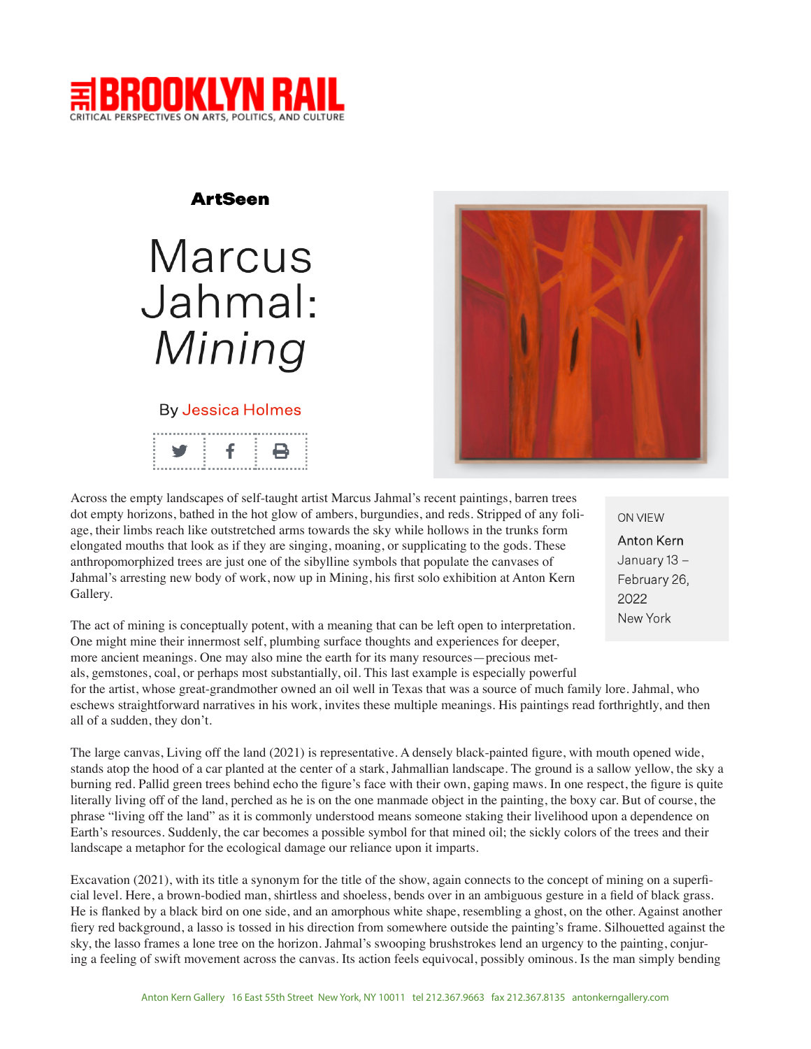# THE BROOKLYN RAIL

CRITICAL PERSPECTIVES ON ARTS, POLITICS, AND CULTURE

**ArtSeen**

# Marcus Jahmal: *Mining*

By Jessica Holmes

ON VIEW
Anton Kern
January 13 – February 26, 2022
New York

Across the empty landscapes of self-taught artist Marcus Jahmal's recent paintings, barren trees dot empty horizons, bathed in the hot glow of ambers, burgundies, and reds. Stripped of any foliage, their limbs reach like outstretched arms towards the sky while hollows in the trunks form elongated mouths that look as if they are singing, moaning, or supplicating to the gods. These anthropomorphized trees are just one of the sibylline symbols that populate the canvases of Jahmal's arresting new body of work, now up in Mining, his first solo exhibition at Anton Kern Gallery.

The act of mining is conceptually potent, with a meaning that can be left open to interpretation. One might mine their innermost self, plumbing surface thoughts and experiences for deeper, more ancient meanings. One may also mine the earth for its many resources—precious metals, gemstones, coal, or perhaps most substantially, oil. This last example is especially powerful for the artist, whose great-grandmother owned an oil well in Texas that was a source of much family lore. Jahmal, who eschews straightforward narratives in his work, invites these multiple meanings. His paintings read forthrightly, and then all of a sudden, they don't.

The large canvas, Living off the land (2021) is representative. A densely black-painted figure, with mouth opened wide, stands atop the hood of a car planted at the center of a stark, Jahmallian landscape. The ground is a sallow yellow, the sky a burning red. Pallid green trees behind echo the figure's face with their own, gaping maws. In one respect, the figure is quite literally living off of the land, perched as he is on the one manmade object in the painting, the boxy car. But of course, the phrase "living off the land" as it is commonly understood means someone staking their livelihood upon a dependence on Earth's resources. Suddenly, the car becomes a possible symbol for that mined oil; the sickly colors of the trees and their landscape a metaphor for the ecological damage our reliance upon it imparts.

Excavation (2021), with its title a synonym for the title of the show, again connects to the concept of mining on a superficial level. Here, a brown-bodied man, shirtless and shoeless, bends over in an ambiguous gesture in a field of black grass. He is flanked by a black bird on one side, and an amorphous white shape, resembling a ghost, on the other. Against another fiery red background, a lasso is tossed in his direction from somewhere outside the painting's frame. Silhouetted against the sky, the lasso frames a lone tree on the horizon. Jahmal's swooping brushstrokes lend an urgency to the painting, conjuring a feeling of swift movement across the canvas. Its action feels equivocal, possibly ominous. Is the man simply bending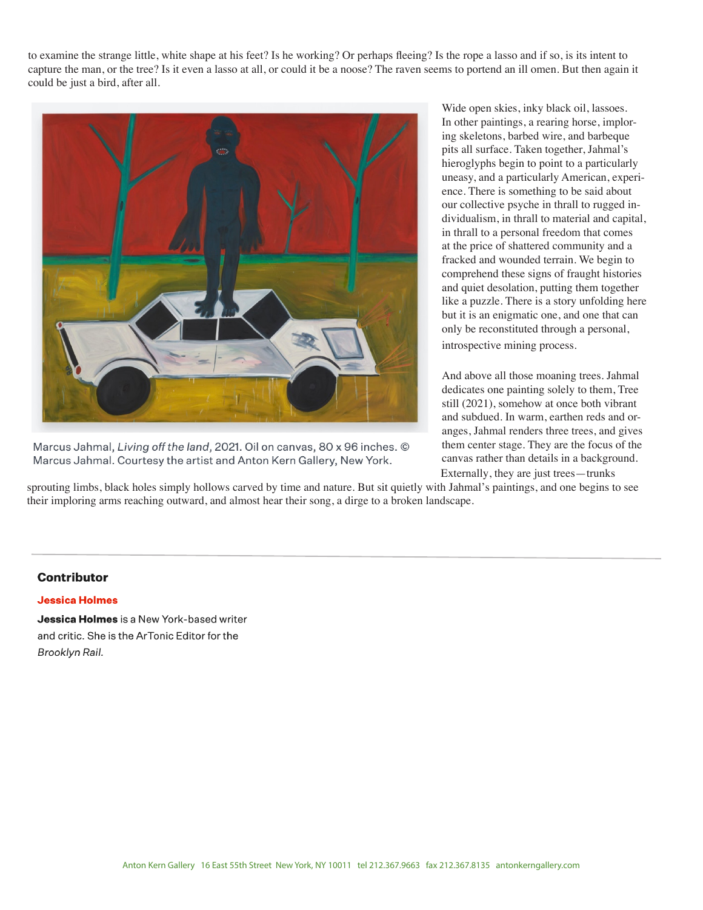to examine the strange little, white shape at his feet? Is he working? Or perhaps fleeing? Is the rope a lasso and if so, is its intent to capture the man, or the tree? Is it even a lasso at all, or could it be a noose? The raven seems to portend an ill omen. But then again it could be just a bird, after all.

Marcus Jahmal, *Living off the land*, 2021. Oil on canvas, 80 x 96 inches. © Marcus Jahmal. Courtesy the artist and Anton Kern Gallery, New York.

Wide open skies, inky black oil, lassoes. In other paintings, a rearing horse, imploring skeletons, barbed wire, and barbeque pits all surface. Taken together, Jahmal's hieroglyphs begin to point to a particularly uneasy, and a particularly American, experience. There is something to be said about our collective psyche in thrall to rugged individualism, in thrall to material and capital, in thrall to a personal freedom that comes at the price of shattered community and a fracked and wounded terrain. We begin to comprehend these signs of fraught histories and quiet desolation, putting them together like a puzzle. There is a story unfolding here but it is an enigmatic one, and one that can only be reconstituted through a personal, introspective mining process.

And above all those moaning trees. Jahmal dedicates one painting solely to them, Tree still (2021), somehow at once both vibrant and subdued. In warm, earthen reds and oranges, Jahmal renders three trees, and gives them center stage. They are the focus of the canvas rather than details in a background. Externally, they are just trees—trunks sprouting limbs, black holes simply hollows carved by time and nature. But sit quietly with Jahmal's paintings, and one begins to see their imploring arms reaching outward, and almost hear their song, a dirge to a broken landscape.

---

## Contributor

**Jessica Holmes**

**Jessica Holmes** is a New York-based writer and critic. She is the ArTonic Editor for the *Brooklyn Rail.*